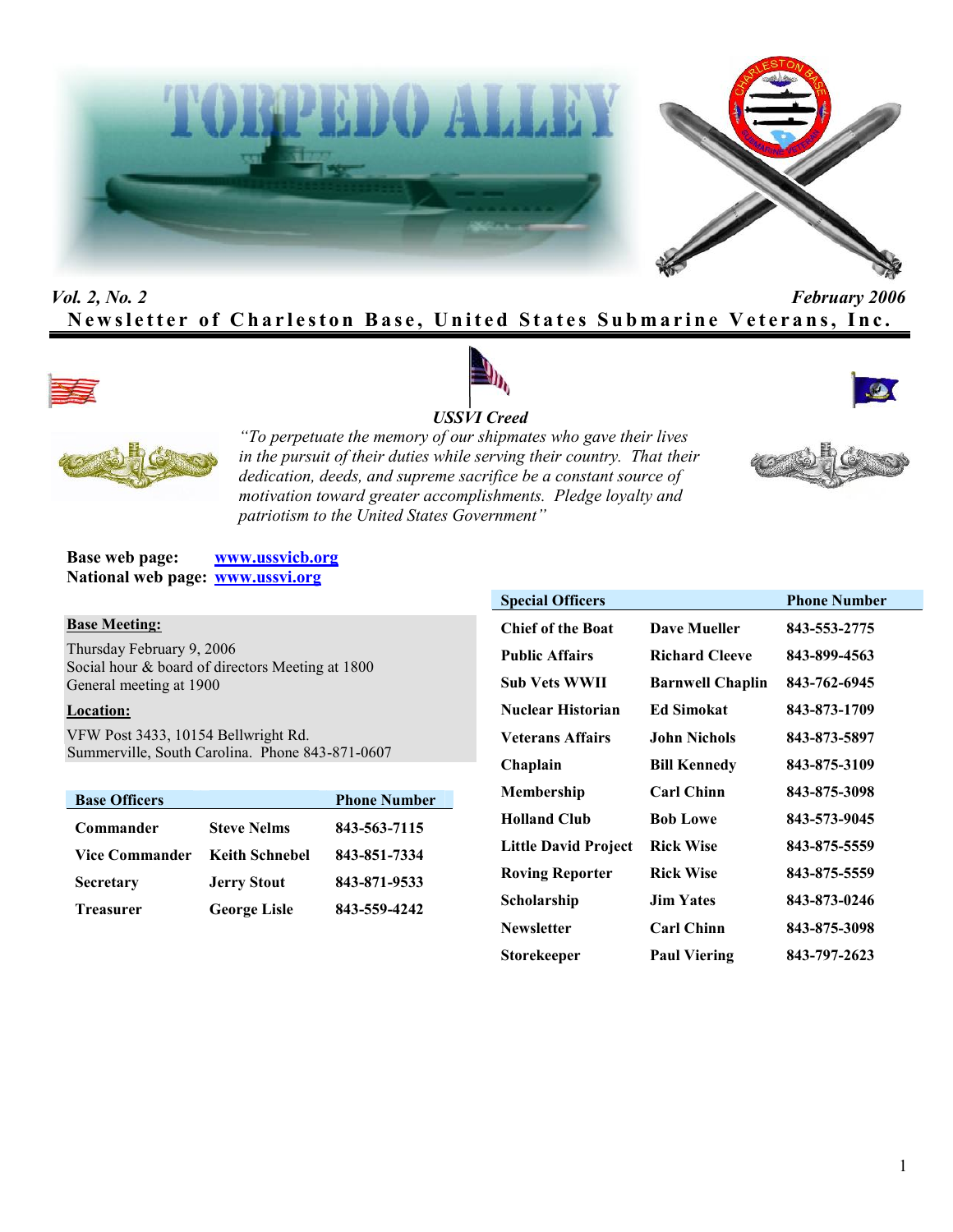# TORPEDO ALLEY

*Vol. 2, No. 2* *February 2006*

**Newsletter of Charleston Base, United States Submarine Veterans, Inc.**

***USSVI Creed***

*"To perpetuate the memory of our shipmates who gave their lives in the pursuit of their duties while serving their country. That their dedication, deeds, and supreme sacrifice be a constant source of motivation toward greater accomplishments. Pledge loyalty and patriotism to the United States Government"*

**Base web page:** [www.ussvicb.org](http://www.ussvicb.org)
**National web page:** [www.ussvi.org](http://www.ussvi.org)

**Base Meeting:**

Thursday February 9, 2006
Social hour & board of directors Meeting at 1800
General meeting at 1900

**Location:**

VFW Post 3433, 10154 Bellwright Rd.
Summerville, South Carolina. Phone 843-871-0607

| Base Officers | | Phone Number |
|---|---|---|
| Commander | Steve Nelms | 843-563-7115 |
| Vice Commander | Keith Schnebel | 843-851-7334 |
| Secretary | Jerry Stout | 843-871-9533 |
| Treasurer | George Lisle | 843-559-4242 |

| Special Officers | | Phone Number |
|---|---|---|
| Chief of the Boat | Dave Mueller | 843-553-2775 |
| Public Affairs | Richard Cleeve | 843-899-4563 |
| Sub Vets WWII | Barnwell Chaplin | 843-762-6945 |
| Nuclear Historian | Ed Simokat | 843-873-1709 |
| Veterans Affairs | John Nichols | 843-873-5897 |
| Chaplain | Bill Kennedy | 843-875-3109 |
| Membership | Carl Chinn | 843-875-3098 |
| Holland Club | Bob Lowe | 843-573-9045 |
| Little David Project | Rick Wise | 843-875-5559 |
| Roving Reporter | Rick Wise | 843-875-5559 |
| Scholarship | Jim Yates | 843-873-0246 |
| Newsletter | Carl Chinn | 843-875-3098 |
| Storekeeper | Paul Viering | 843-797-2623 |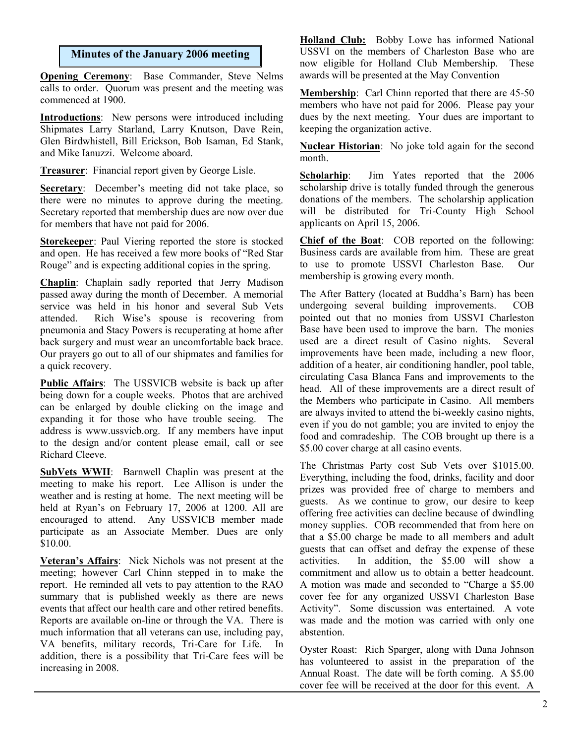## Minutes of the January 2006 meeting

**Opening Ceremony**: Base Commander, Steve Nelms calls to order. Quorum was present and the meeting was commenced at 1900.

**Introductions**: New persons were introduced including Shipmates Larry Starland, Larry Knutson, Dave Rein, Glen Birdwhistell, Bill Erickson, Bob Isaman, Ed Stank, and Mike Ianuzzi. Welcome aboard.

**Treasurer**: Financial report given by George Lisle.

**Secretary**: December's meeting did not take place, so there were no minutes to approve during the meeting. Secretary reported that membership dues are now over due for members that have not paid for 2006.

**Storekeeper**: Paul Viering reported the store is stocked and open. He has received a few more books of "Red Star Rouge" and is expecting additional copies in the spring.

**Chaplin**: Chaplain sadly reported that Jerry Madison passed away during the month of December. A memorial service was held in his honor and several Sub Vets attended. Rich Wise's spouse is recovering from pneumonia and Stacy Powers is recuperating at home after back surgery and must wear an uncomfortable back brace. Our prayers go out to all of our shipmates and families for a quick recovery.

**Public Affairs**: The USSVICB website is back up after being down for a couple weeks. Photos that are archived can be enlarged by double clicking on the image and expanding it for those who have trouble seeing. The address is www.ussvicb.org. If any members have input to the design and/or content please email, call or see Richard Cleeve.

**SubVets WWII**: Barnwell Chaplin was present at the meeting to make his report. Lee Allison is under the weather and is resting at home. The next meeting will be held at Ryan's on February 17, 2006 at 1200. All are encouraged to attend. Any USSVICB member made participate as an Associate Member. Dues are only $10.00.

**Veteran's Affairs**: Nick Nichols was not present at the meeting; however Carl Chinn stepped in to make the report. He reminded all vets to pay attention to the RAO summary that is published weekly as there are news events that affect our health care and other retired benefits. Reports are available on-line or through the VA. There is much information that all veterans can use, including pay, VA benefits, military records, Tri-Care for Life. In addition, there is a possibility that Tri-Care fees will be increasing in 2008.

**Holland Club:** Bobby Lowe has informed National USSVI on the members of Charleston Base who are now eligible for Holland Club Membership. These awards will be presented at the May Convention

**Membership**: Carl Chinn reported that there are 45-50 members who have not paid for 2006. Please pay your dues by the next meeting. Your dues are important to keeping the organization active.

**Nuclear Historian**: No joke told again for the second month.

**Scholarhip**: Jim Yates reported that the 2006 scholarship drive is totally funded through the generous donations of the members. The scholarship application will be distributed for Tri-County High School applicants on April 15, 2006.

**Chief of the Boat**: COB reported on the following: Business cards are available from him. These are great to use to promote USSVI Charleston Base. Our membership is growing every month.

The After Battery (located at Buddha's Barn) has been undergoing several building improvements. COB pointed out that no monies from USSVI Charleston Base have been used to improve the barn. The monies used are a direct result of Casino nights. Several improvements have been made, including a new floor, addition of a heater, air conditioning handler, pool table, circulating Casa Blanca Fans and improvements to the head. All of these improvements are a direct result of the Members who participate in Casino. All members are always invited to attend the bi-weekly casino nights, even if you do not gamble; you are invited to enjoy the food and comradeship. The COB brought up there is a $5.00 cover charge at all casino events.

The Christmas Party cost Sub Vets over $1015.00. Everything, including the food, drinks, facility and door prizes was provided free of charge to members and guests. As we continue to grow, our desire to keep offering free activities can decline because of dwindling money supplies. COB recommended that from here on that a $5.00 charge be made to all members and adult guests that can offset and defray the expense of these activities. In addition, the $5.00 will show a commitment and allow us to obtain a better headcount. A motion was made and seconded to "Charge a $5.00 cover fee for any organized USSVI Charleston Base Activity". Some discussion was entertained. A vote was made and the motion was carried with only one abstention.

Oyster Roast: Rich Sparger, along with Dana Johnson has volunteered to assist in the preparation of the Annual Roast. The date will be forth coming. A $5.00 cover fee will be received at the door for this event. A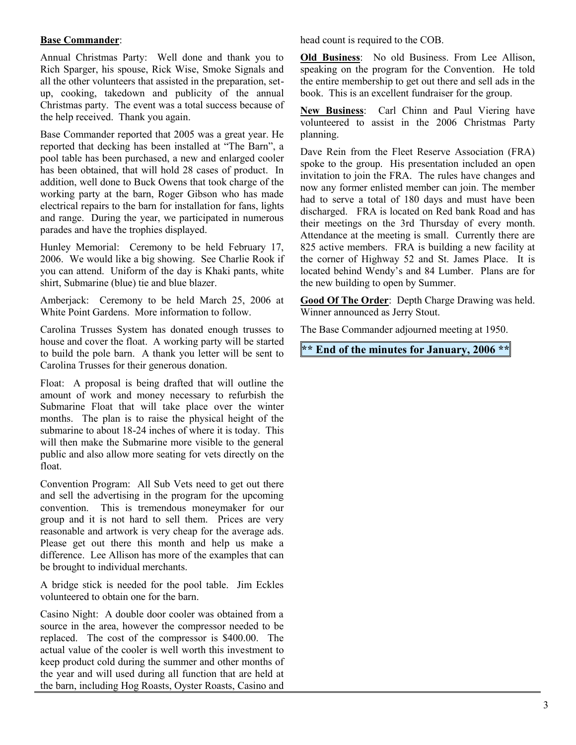**Base Commander**:

Annual Christmas Party: Well done and thank you to Rich Sparger, his spouse, Rick Wise, Smoke Signals and all the other volunteers that assisted in the preparation, set-up, cooking, takedown and publicity of the annual Christmas party. The event was a total success because of the help received. Thank you again.

Base Commander reported that 2005 was a great year. He reported that decking has been installed at "The Barn", a pool table has been purchased, a new and enlarged cooler has been obtained, that will hold 28 cases of product. In addition, well done to Buck Owens that took charge of the working party at the barn, Roger Gibson who has made electrical repairs to the barn for installation for fans, lights and range. During the year, we participated in numerous parades and have the trophies displayed.

Hunley Memorial: Ceremony to be held February 17, 2006. We would like a big showing. See Charlie Rook if you can attend. Uniform of the day is Khaki pants, white shirt, Submarine (blue) tie and blue blazer.

Amberjack: Ceremony to be held March 25, 2006 at White Point Gardens. More information to follow.

Carolina Trusses System has donated enough trusses to house and cover the float. A working party will be started to build the pole barn. A thank you letter will be sent to Carolina Trusses for their generous donation.

Float: A proposal is being drafted that will outline the amount of work and money necessary to refurbish the Submarine Float that will take place over the winter months. The plan is to raise the physical height of the submarine to about 18-24 inches of where it is today. This will then make the Submarine more visible to the general public and also allow more seating for vets directly on the float.

Convention Program: All Sub Vets need to get out there and sell the advertising in the program for the upcoming convention. This is tremendous moneymaker for our group and it is not hard to sell them. Prices are very reasonable and artwork is very cheap for the average ads. Please get out there this month and help us make a difference. Lee Allison has more of the examples that can be brought to individual merchants.

A bridge stick is needed for the pool table. Jim Eckles volunteered to obtain one for the barn.

Casino Night: A double door cooler was obtained from a source in the area, however the compressor needed to be replaced. The cost of the compressor is $400.00. The actual value of the cooler is well worth this investment to keep product cold during the summer and other months of the year and will used during all function that are held at the barn, including Hog Roasts, Oyster Roasts, Casino and head count is required to the COB.

**Old Business**: No old Business. From Lee Allison, speaking on the program for the Convention. He told the entire membership to get out there and sell ads in the book. This is an excellent fundraiser for the group.

**New Business**: Carl Chinn and Paul Viering have volunteered to assist in the 2006 Christmas Party planning.

Dave Rein from the Fleet Reserve Association (FRA) spoke to the group. His presentation included an open invitation to join the FRA. The rules have changes and now any former enlisted member can join. The member had to serve a total of 180 days and must have been discharged. FRA is located on Red bank Road and has their meetings on the 3rd Thursday of every month. Attendance at the meeting is small. Currently there are 825 active members. FRA is building a new facility at the corner of Highway 52 and St. James Place. It is located behind Wendy's and 84 Lumber. Plans are for the new building to open by Summer.

**Good Of The Order**: Depth Charge Drawing was held. Winner announced as Jerry Stout.

The Base Commander adjourned meeting at 1950.

**\*\* End of the minutes for January, 2006 \*\***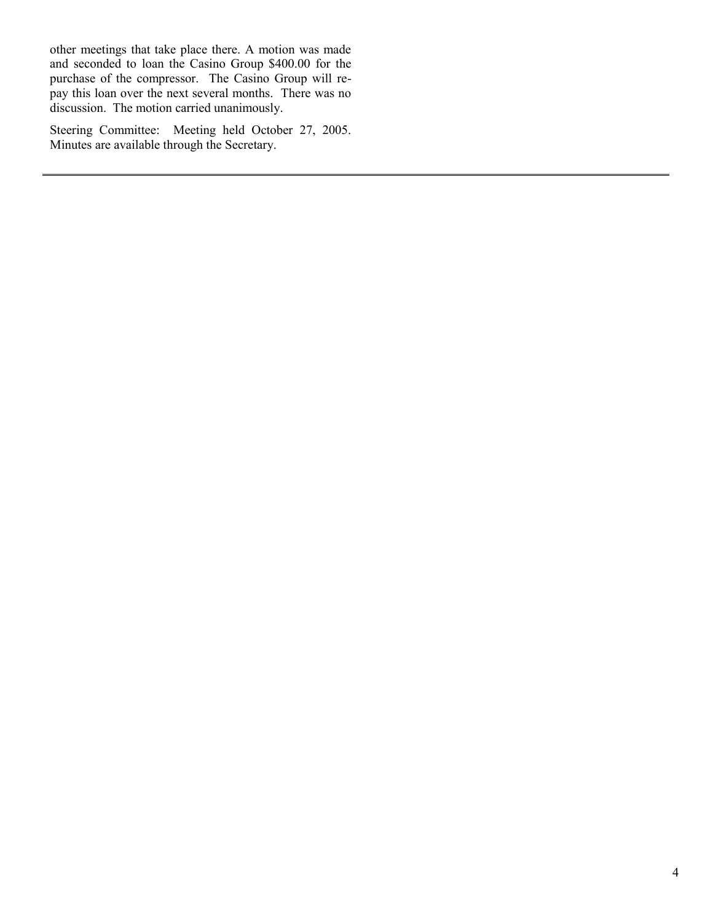other meetings that take place there. A motion was made and seconded to loan the Casino Group $400.00 for the purchase of the compressor. The Casino Group will repay this loan over the next several months. There was no discussion. The motion carried unanimously.

Steering Committee: Meeting held October 27, 2005. Minutes are available through the Secretary.

---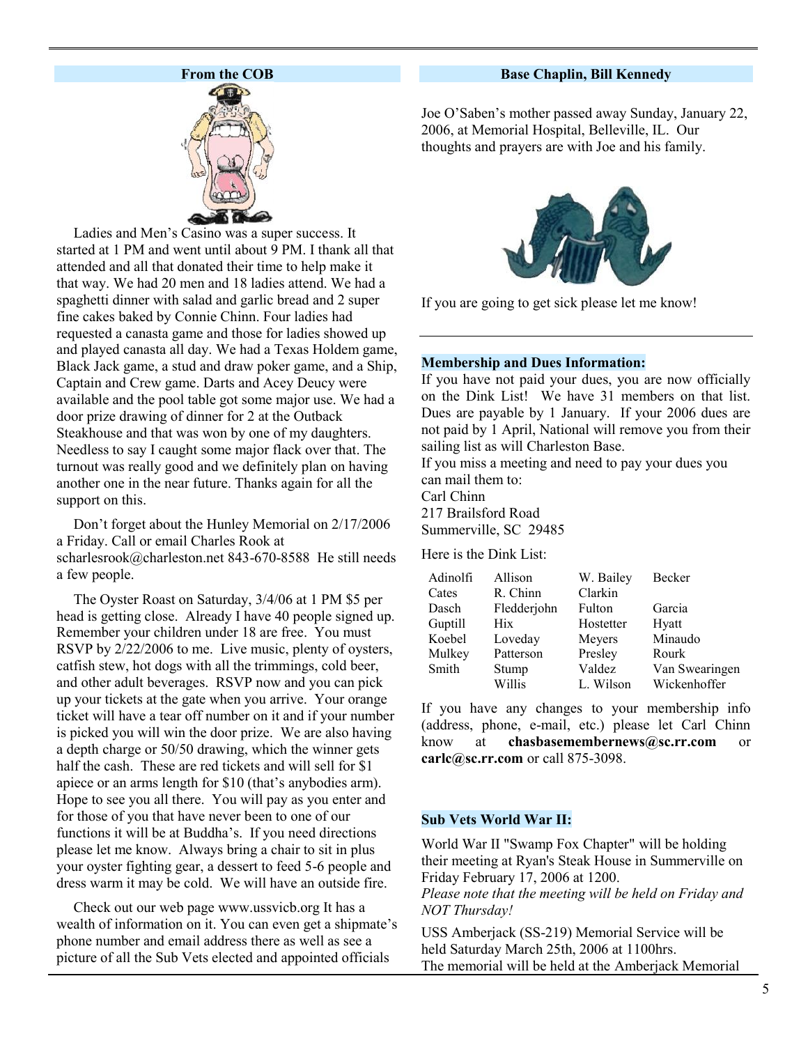## From the COB

Ladies and Men's Casino was a super success. It started at 1 PM and went until about 9 PM. I thank all that attended and all that donated their time to help make it that way. We had 20 men and 18 ladies attend. We had a spaghetti dinner with salad and garlic bread and 2 super fine cakes baked by Connie Chinn. Four ladies had requested a canasta game and those for ladies showed up and played canasta all day. We had a Texas Holdem game, Black Jack game, a stud and draw poker game, and a Ship, Captain and Crew game. Darts and Acey Deucy were available and the pool table got some major use. We had a door prize drawing of dinner for 2 at the Outback Steakhouse and that was won by one of my daughters. Needless to say I caught some major flack over that. The turnout was really good and we definitely plan on having another one in the near future. Thanks again for all the support on this.

Don't forget about the Hunley Memorial on 2/17/2006 a Friday. Call or email Charles Rook at scharlesrook@charleston.net 843-670-8588 He still needs a few people.

The Oyster Roast on Saturday, 3/4/06 at 1 PM $5 per head is getting close. Already I have 40 people signed up. Remember your children under 18 are free. You must RSVP by 2/22/2006 to me. Live music, plenty of oysters, catfish stew, hot dogs with all the trimmings, cold beer, and other adult beverages. RSVP now and you can pick up your tickets at the gate when you arrive. Your orange ticket will have a tear off number on it and if your number is picked you will win the door prize. We are also having a depth charge or 50/50 drawing, which the winner gets half the cash. These are red tickets and will sell for $1 apiece or an arms length for $10 (that's anybodies arm). Hope to see you all there. You will pay as you enter and for those of you that have never been to one of our functions it will be at Buddha's. If you need directions please let me know. Always bring a chair to sit in plus your oyster fighting gear, a dessert to feed 5-6 people and dress warm it may be cold. We will have an outside fire.

Check out our web page www.ussvicb.org It has a wealth of information on it. You can even get a shipmate's phone number and email address there as well as see a picture of all the Sub Vets elected and appointed officials

## Base Chaplin, Bill Kennedy

Joe O'Saben's mother passed away Sunday, January 22, 2006, at Memorial Hospital, Belleville, IL. Our thoughts and prayers are with Joe and his family.

If you are going to get sick please let me know!

### Membership and Dues Information:

If you have not paid your dues, you are now officially on the Dink List! We have 31 members on that list. Dues are payable by 1 January. If your 2006 dues are not paid by 1 April, National will remove you from their sailing list as will Charleston Base.

If you miss a meeting and need to pay your dues you can mail them to:
Carl Chinn
217 Brailsford Road
Summerville, SC 29485

Here is the Dink List:

| | | | |
|---|---|---|---|
| Adinolfi | Allison | W. Bailey | Becker |
| Cates | R. Chinn | Clarkin | |
| Dasch | Fleddderjohn | Fulton | Garcia |
| Guptill | Hix | Hostetter | Hyatt |
| Koebel | Loveday | Meyers | Minaudo |
| Mulkey | Patterson | Presley | Rourk |
| Smith | Stump | Valdez | Van Swearingen |
| | Willis | L. Wilson | Wickenhoffer |

If you have any changes to your membership info (address, phone, e-mail, etc.) please let Carl Chinn know at **chasbasemembernews@sc.rr.com** or **carlc@sc.rr.com** or call 875-3098.

### Sub Vets World War II:

World War II "Swamp Fox Chapter" will be holding their meeting at Ryan's Steak House in Summerville on Friday February 17, 2006 at 1200.
*Please note that the meeting will be held on Friday and NOT Thursday!*

USS Amberjack (SS-219) Memorial Service will be held Saturday March 25th, 2006 at 1100hrs.
The memorial will be held at the Amberjack Memorial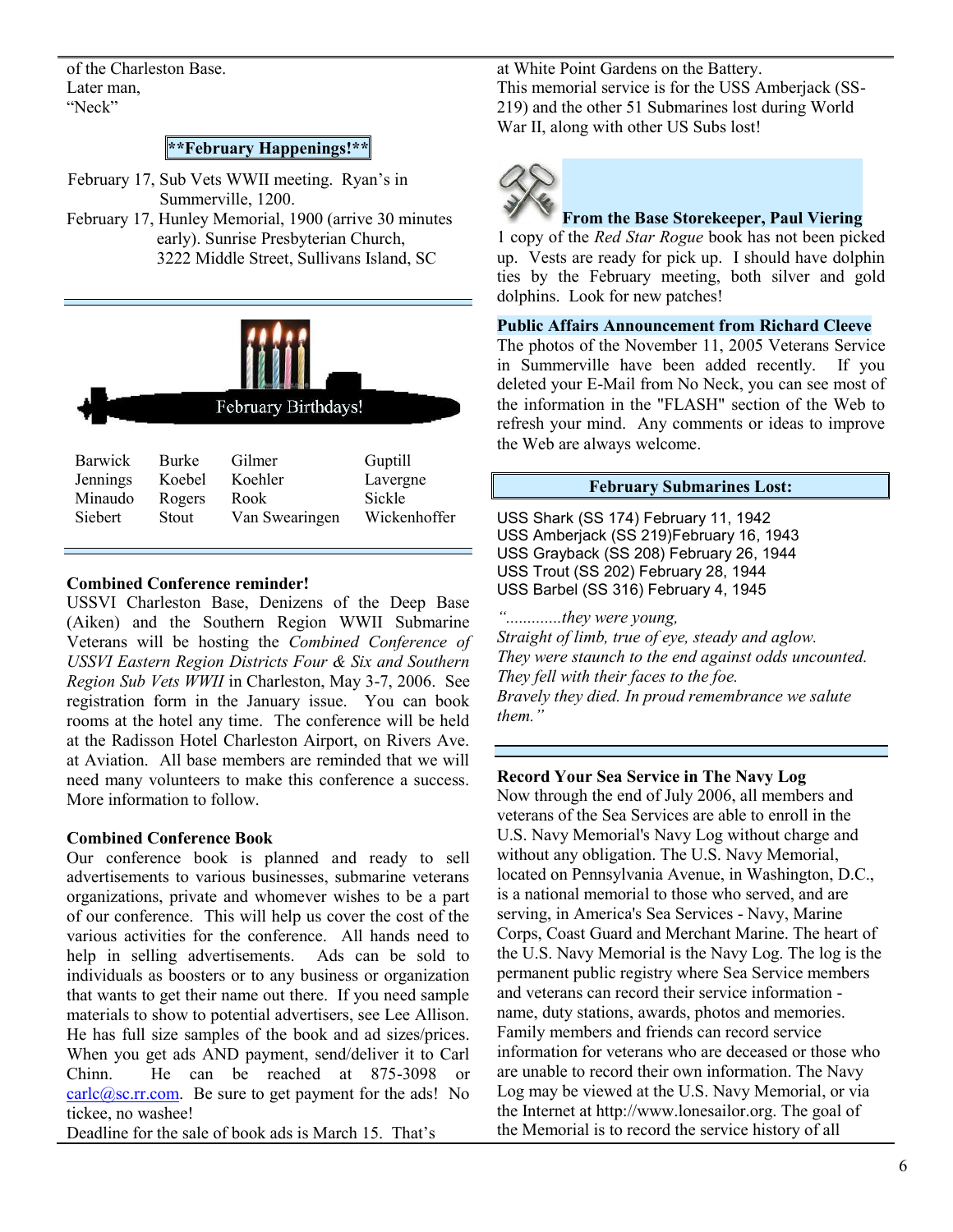of the Charleston Base.
Later man,
"Neck"

**\*\*February Happenings!\*\***

February 17, Sub Vets WWII meeting. Ryan's in Summerville, 1200.
February 17, Hunley Memorial, 1900 (arrive 30 minutes early). Sunrise Presbyterian Church, 3222 Middle Street, Sullivans Island, SC

February Birthdays!

| | | | |
|---|---|---|---|
| Barwick | Burke | Gilmer | Guptill |
| Jennings | Koebel | Koehler | Lavergne |
| Minaudo | Rogers | Rook | Sickle |
| Siebert | Stout | Van Swearingen | Wickenhoffer |

**Combined Conference reminder!**
USSVI Charleston Base, Denizens of the Deep Base (Aiken) and the Southern Region WWII Submarine Veterans will be hosting the *Combined Conference of USSVI Eastern Region Districts Four & Six and Southern Region Sub Vets WWII* in Charleston, May 3-7, 2006. See registration form in the January issue. You can book rooms at the hotel any time. The conference will be held at the Radisson Hotel Charleston Airport, on Rivers Ave. at Aviation. All base members are reminded that we will need many volunteers to make this conference a success. More information to follow.

**Combined Conference Book**
Our conference book is planned and ready to sell advertisements to various businesses, submarine veterans organizations, private and whomever wishes to be a part of our conference. This will help us cover the cost of the various activities for the conference. All hands need to help in selling advertisements. Ads can be sold to individuals as boosters or to any business or organization that wants to get their name out there. If you need sample materials to show to potential advertisers, see Lee Allison. He has full size samples of the book and ad sizes/prices. When you get ads AND payment, send/deliver it to Carl Chinn. He can be reached at 875-3098 or carlc@sc.rr.com. Be sure to get payment for the ads! No tickee, no washee!
Deadline for the sale of book ads is March 15. That's at White Point Gardens on the Battery.
This memorial service is for the USS Amberjack (SS-219) and the other 51 Submarines lost during World War II, along with other US Subs lost!

**From the Base Storekeeper, Paul Viering**
1 copy of the *Red Star Rogue* book has not been picked up. Vests are ready for pick up. I should have dolphin ties by the February meeting, both silver and gold dolphins. Look for new patches!

**Public Affairs Announcement from Richard Cleeve**
The photos of the November 11, 2005 Veterans Service in Summerville have been added recently. If you deleted your E-Mail from No Neck, you can see most of the information in the "FLASH" section of the Web to refresh your mind. Any comments or ideas to improve the Web are always welcome.

**February Submarines Lost:**

USS Shark (SS 174) February 11, 1942
USS Amberjack (SS 219)February 16, 1943
USS Grayback (SS 208) February 26, 1944
USS Trout (SS 202) February 28, 1944
USS Barbel (SS 316) February 4, 1945

*"............they were young,
Straight of limb, true of eye, steady and aglow.
They were staunch to the end against odds uncounted.
They fell with their faces to the foe.
Bravely they died. In proud remembrance we salute them."*

**Record Your Sea Service in The Navy Log**
Now through the end of July 2006, all members and veterans of the Sea Services are able to enroll in the U.S. Navy Memorial's Navy Log without charge and without any obligation. The U.S. Navy Memorial, located on Pennsylvania Avenue, in Washington, D.C., is a national memorial to those who served, and are serving, in America's Sea Services - Navy, Marine Corps, Coast Guard and Merchant Marine. The heart of the U.S. Navy Memorial is the Navy Log. The log is the permanent public registry where Sea Service members and veterans can record their service information - name, duty stations, awards, photos and memories. Family members and friends can record service information for veterans who are deceased or those who are unable to record their own information. The Navy Log may be viewed at the U.S. Navy Memorial, or via the Internet at http://www.lonesailor.org. The goal of the Memorial is to record the service history of all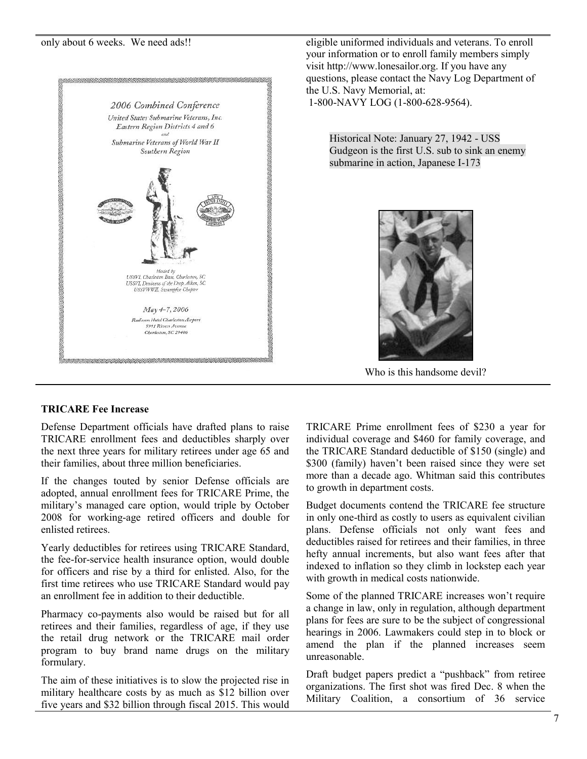only about 6 weeks. We need ads!!

2006 Combined Conference

United States Submarine Veterans, Inc. Eastern Region Districts 4 and 6

and

Submarine Veterans of World War II Southern Region

Hosted by
USSVI, Charleston Base, Charleston, SC
USSVI, Denizens of the Deep Aiken, SC
USSVWWII, Swampfox Chapter

May 4-7, 2006

Radisson Hotel Charleston Airport
5991 Rivers Avenue
Charleston, SC 29406

eligible uniformed individuals and veterans. To enroll your information or to enroll family members simply visit http://www.lonesailor.org. If you have any questions, please contact the Navy Log Department of the U.S. Navy Memorial, at:
1-800-NAVY LOG (1-800-628-9564).

Historical Note: January 27, 1942 - USS Gudgeon is the first U.S. sub to sink an enemy submarine in action, Japanese I-173

Who is this handsome devil?

**TRICARE Fee Increase**

Defense Department officials have drafted plans to raise TRICARE enrollment fees and deductibles sharply over the next three years for military retirees under age 65 and their families, about three million beneficiaries.

If the changes touted by senior Defense officials are adopted, annual enrollment fees for TRICARE Prime, the military's managed care option, would triple by October 2008 for working-age retired officers and double for enlisted retirees.

Yearly deductibles for retirees using TRICARE Standard, the fee-for-service health insurance option, would double for officers and rise by a third for enlisted. Also, for the first time retirees who use TRICARE Standard would pay an enrollment fee in addition to their deductible.

Pharmacy co-payments also would be raised but for all retirees and their families, regardless of age, if they use the retail drug network or the TRICARE mail order program to buy brand name drugs on the military formulary.

The aim of these initiatives is to slow the projected rise in military healthcare costs by as much as $12 billion over five years and $32 billion through fiscal 2015. This would TRICARE Prime enrollment fees of $230 a year for individual coverage and $460 for family coverage, and the TRICARE Standard deductible of $150 (single) and $300 (family) haven't been raised since they were set more than a decade ago. Whitman said this contributes to growth in department costs.

Budget documents contend the TRICARE fee structure in only one-third as costly to users as equivalent civilian plans. Defense officials not only want fees and deductibles raised for retirees and their families, in three hefty annual increments, but also want fees after that indexed to inflation so they climb in lockstep each year with growth in medical costs nationwide.

Some of the planned TRICARE increases won't require a change in law, only in regulation, although department plans for fees are sure to be the subject of congressional hearings in 2006. Lawmakers could step in to block or amend the plan if the planned increases seem unreasonable.

Draft budget papers predict a "pushback" from retiree organizations. The first shot was fired Dec. 8 when the Military Coalition, a consortium of 36 service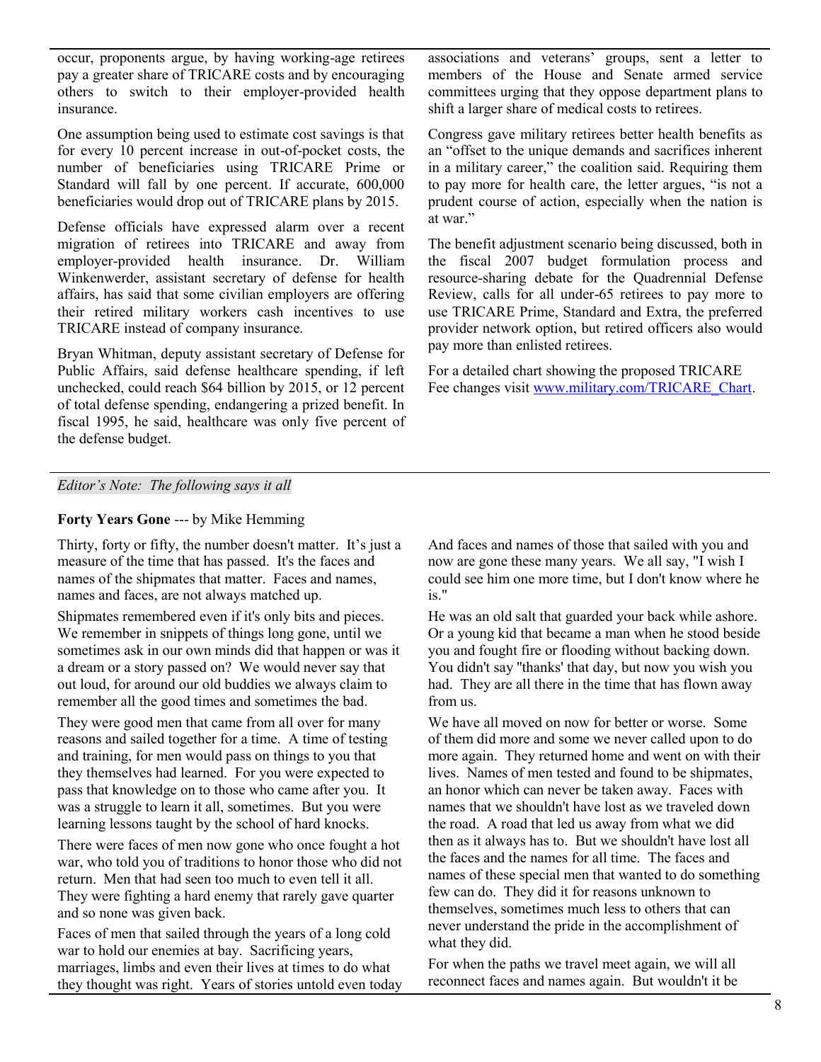occur, proponents argue, by having working-age retirees pay a greater share of TRICARE costs and by encouraging others to switch to their employer-provided health insurance.

One assumption being used to estimate cost savings is that for every 10 percent increase in out-of-pocket costs, the number of beneficiaries using TRICARE Prime or Standard will fall by one percent. If accurate, 600,000 beneficiaries would drop out of TRICARE plans by 2015.

Defense officials have expressed alarm over a recent migration of retirees into TRICARE and away from employer-provided health insurance. Dr. William Winkenwerder, assistant secretary of defense for health affairs, has said that some civilian employers are offering their retired military workers cash incentives to use TRICARE instead of company insurance.

Bryan Whitman, deputy assistant secretary of Defense for Public Affairs, said defense healthcare spending, if left unchecked, could reach $64 billion by 2015, or 12 percent of total defense spending, endangering a prized benefit. In fiscal 1995, he said, healthcare was only five percent of the defense budget.

associations and veterans' groups, sent a letter to members of the House and Senate armed service committees urging that they oppose department plans to shift a larger share of medical costs to retirees.

Congress gave military retirees better health benefits as an "offset to the unique demands and sacrifices inherent in a military career," the coalition said. Requiring them to pay more for health care, the letter argues, "is not a prudent course of action, especially when the nation is at war."

The benefit adjustment scenario being discussed, both in the fiscal 2007 budget formulation process and resource-sharing debate for the Quadrennial Defense Review, calls for all under-65 retirees to pay more to use TRICARE Prime, Standard and Extra, the preferred provider network option, but retired officers also would pay more than enlisted retirees.

For a detailed chart showing the proposed TRICARE Fee changes visit www.military.com/TRICARE_Chart.

*Editor's Note: The following says it all*

**Forty Years Gone** --- by Mike Hemming

Thirty, forty or fifty, the number doesn't matter. It's just a measure of the time that has passed. It's the faces and names of the shipmates that matter. Faces and names, names and faces, are not always matched up.

Shipmates remembered even if it's only bits and pieces. We remember in snippets of things long gone, until we sometimes ask in our own minds did that happen or was it a dream or a story passed on? We would never say that out loud, for around our old buddies we always claim to remember all the good times and sometimes the bad.

They were good men that came from all over for many reasons and sailed together for a time. A time of testing and training, for men would pass on things to you that they themselves had learned. For you were expected to pass that knowledge on to those who came after you. It was a struggle to learn it all, sometimes. But you were learning lessons taught by the school of hard knocks.

There were faces of men now gone who once fought a hot war, who told you of traditions to honor those who did not return. Men that had seen too much to even tell it all. They were fighting a hard enemy that rarely gave quarter and so none was given back.

Faces of men that sailed through the years of a long cold war to hold our enemies at bay. Sacrificing years, marriages, limbs and even their lives at times to do what they thought was right. Years of stories untold even today

And faces and names of those that sailed with you and now are gone these many years. We all say, "I wish I could see him one more time, but I don't know where he is."

He was an old salt that guarded your back while ashore. Or a young kid that became a man when he stood beside you and fought fire or flooding without backing down. You didn't say "thanks' that day, but now you wish you had. They are all there in the time that has flown away from us.

We have all moved on now for better or worse. Some of them did more and some we never called upon to do more again. They returned home and went on with their lives. Names of men tested and found to be shipmates, an honor which can never be taken away. Faces with names that we shouldn't have lost as we traveled down the road. A road that led us away from what we did then as it always has to. But we shouldn't have lost all the faces and the names for all time. The faces and names of these special men that wanted to do something few can do. They did it for reasons unknown to themselves, sometimes much less to others that can never understand the pride in the accomplishment of what they did.

For when the paths we travel meet again, we will all reconnect faces and names again. But wouldn't it be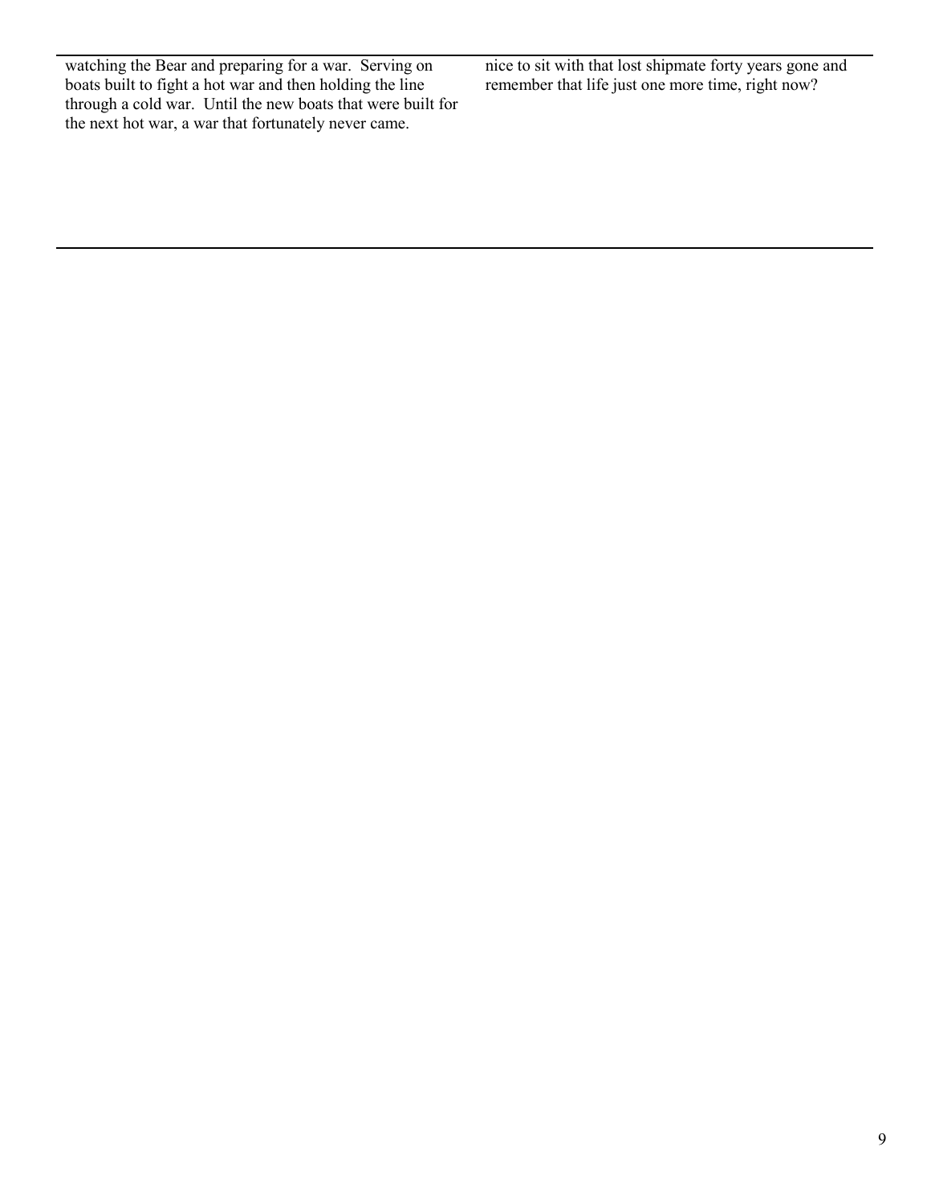watching the Bear and preparing for a war. Serving on boats built to fight a hot war and then holding the line through a cold war. Until the new boats that were built for the next hot war, a war that fortunately never came.

nice to sit with that lost shipmate forty years gone and remember that life just one more time, right now?